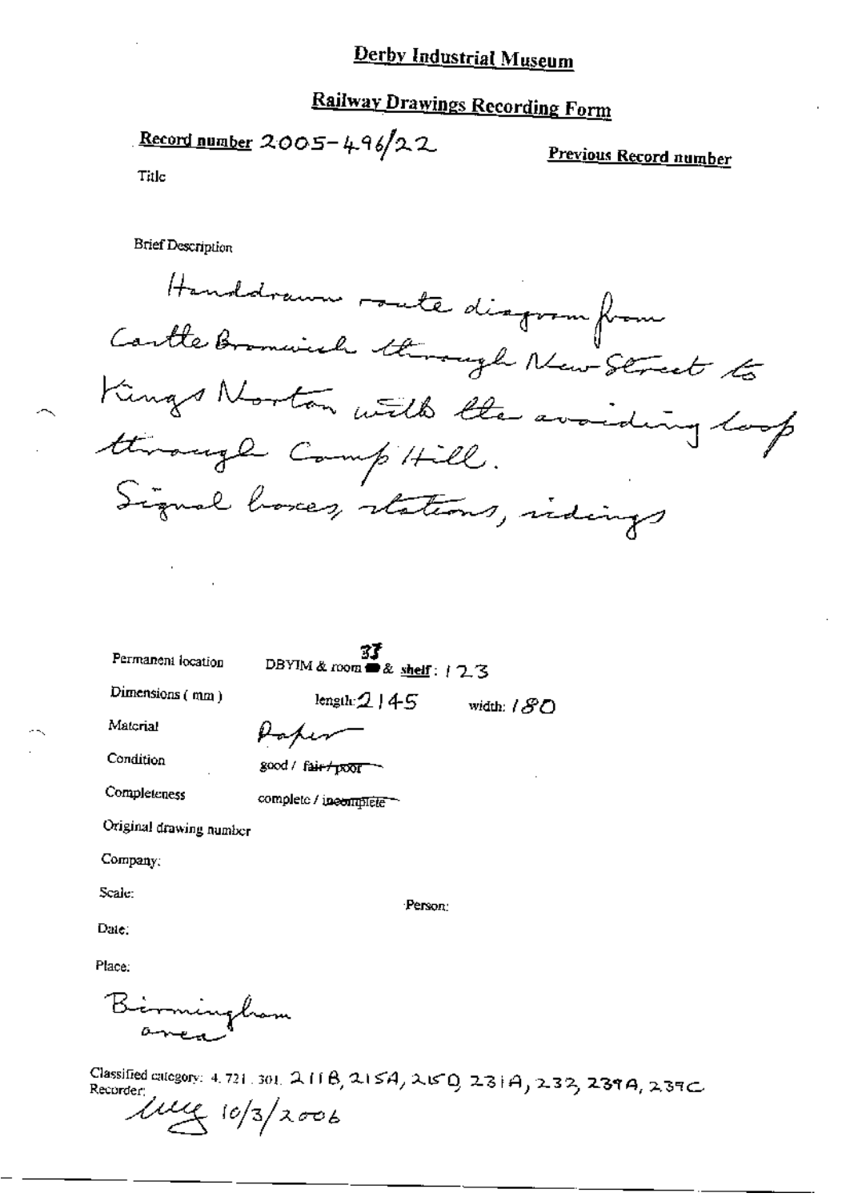# Derby Industrial Museum

## Railway Drawings Recording Form

**Record number** 2005-496/22

**Previous Record number**

Title

Brief Description

Handdrawn route diagram from Castle Bromwich through New Street to Kings Norton with the avoiding loop through Camp Hill.
Signal boxes, stations, sidings

Permanent location: DBYIM & room 33 & shelf: 123

Dimensions (mm): length: 2145 width: 180

Material: Paper

Condition: good / ~~fair / poor~~

Completeness: complete / ~~incomplete~~

Original drawing number

Company:

Scale:

Person:

Date:

Place:

Birmingham area

Classified category: 4.721.301. 211B, 215A, 215D, 231A, 232, 239A, 239C

Recorder:

MEG 10/3/2006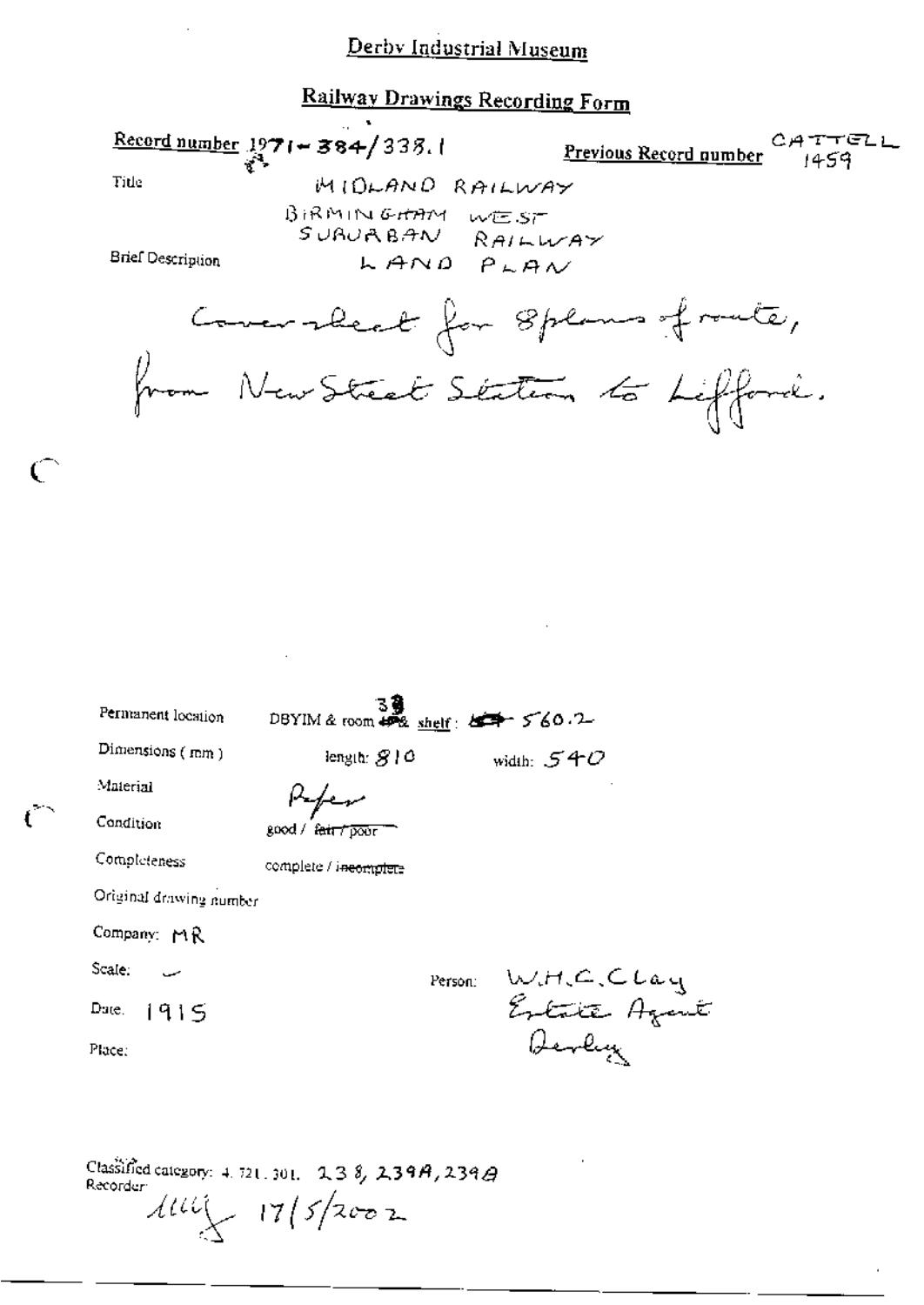# Derby Industrial Museum

## Railway Drawings Recording Form

**Record number** 1971-384/338.1 **Previous Record number** CATTELL 1459

Title MIDLAND RAILWAY

BIRMINGHAM WEST SUBURBAN RAILWAY

Brief Description LAND PLAN

Cover sheet for 8 plans of route, from New Street Station to Lifford.

Permanent location DBYIM & room 39 shelf: 560.2

Dimensions (mm) length: 810 width: 540

Material Paper

Condition good / ~~fair / poor~~

Completeness complete / ~~incomplete~~

Original drawing number

Company: MR

Scale: –

Date: 1915

Place:

Person: W.H.C. Clay Estate Agent Derby

Classified category: 4.721.301. 238, 239A, 239B

Recorder: 17/5/2002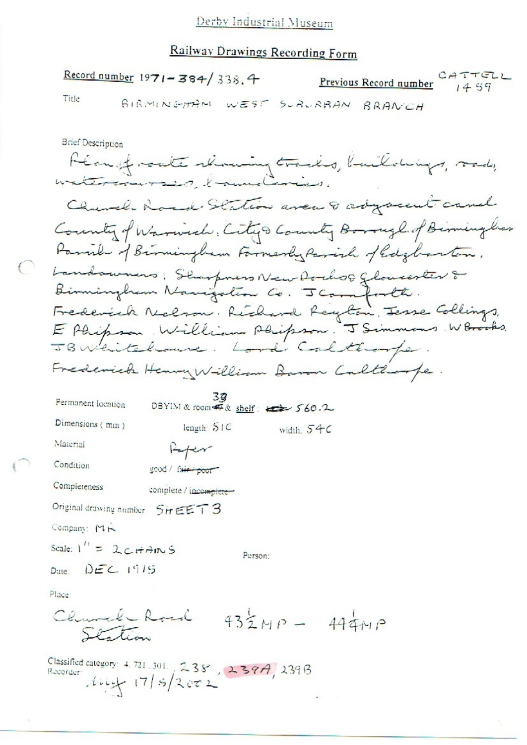Derby Industrial Museum

## Railway Drawings Recording Form

**Record number** 1971-384/338.4 **Previous Record number** CATTELL 1459

Title BIRMINGHAM WEST SUBURBAN BRANCH

Brief Description

Plan of route showing tracks, buildings, roads, watercourses, boundaries.

Church Road Station area & adjacent canal.

County of Warwick. City & County Borough of Birmingham

Parish of Birmingham Formerly Parish of Edgbaston.

Landowners: Sharpness New Docks & Gloucester & Birmingham Navigation Co. J Cornforth.

Frederick Nelson. Richard Reyton. Jesse Collings. E Phipson. William Phipson. J Simmons. W Brooks. J B Whitehouse. Lord Calthorpe.

Frederick Henry William Baron Calthorpe.

Permanent location DBYIM & room ~~4~~ 38 & shelf: ~~...~~ 560.2

Dimensions (mm) length: 510 width: 540

Material Paper

Condition good / ~~fair / poor~~

Completeness complete / ~~incomplete~~

Original drawing number SHEET 3

Company: MR

Scale: 1" = 2 CHAINS

Person:

Date: DEC 1915

Place

Church Road Station 43½MP - 44¼MP

Classified category: 4. 721. 301. 238, 239A, 239B

Recorder: 17/5/2002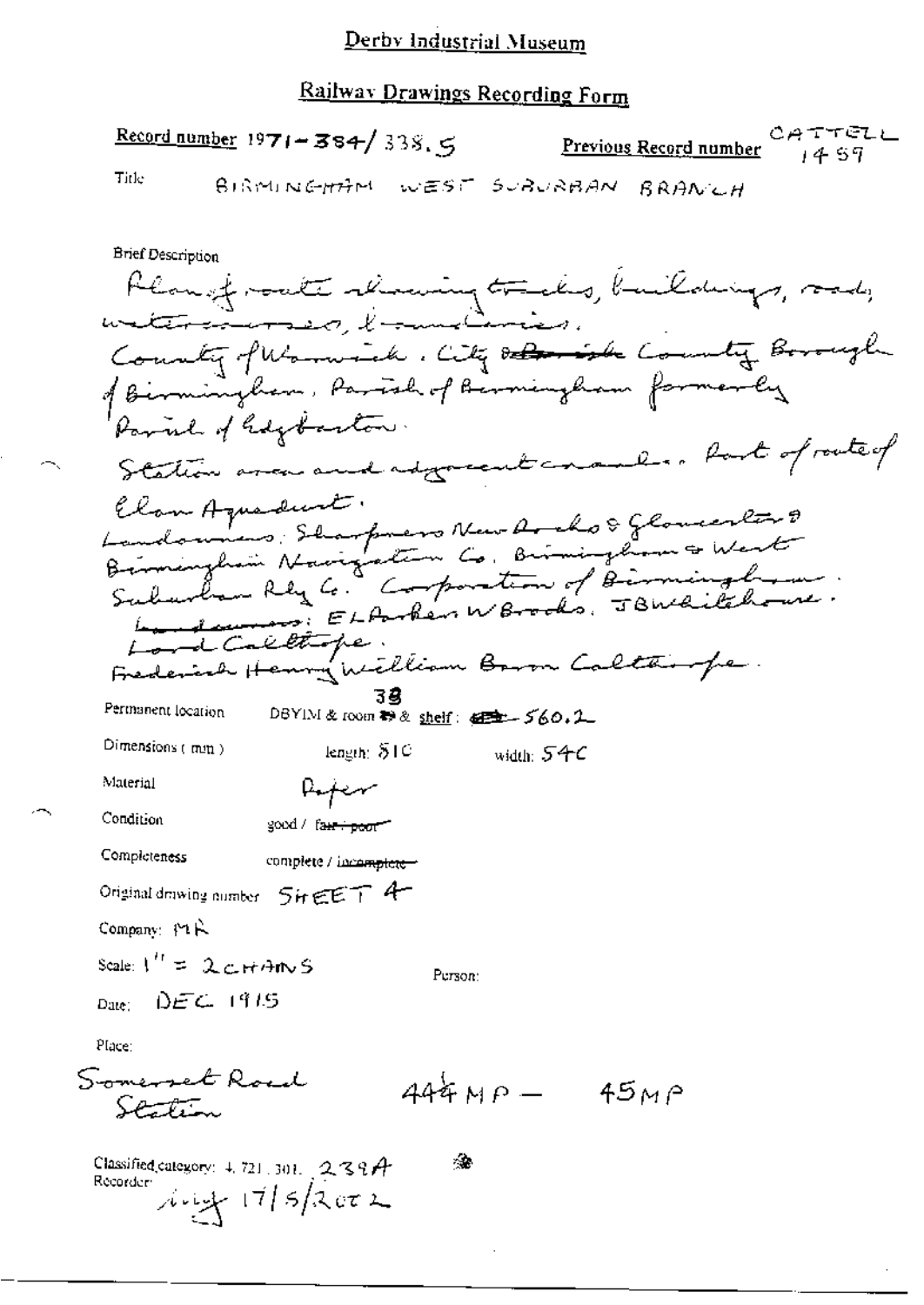# Derby Industrial Museum

## Railway Drawings Recording Form

**Record number** 1971-384/338.5 **Previous Record number** CATTELL 1459

**Title** BIRMINGHAM WEST SUBURBAN BRANCH

**Brief Description**

Plan of route showing tracks, buildings, roads, watercourses, boundaries.
County of Warwick. City ~~of~~ ~~Borough~~ County Borough of Birmingham. Parish of Birmingham formerly Parish of Edgbaston.
Station area and adjacent canals. Part of route of Elan Aqueduct.
Landowners: Sharpness New Docks & Gloucester & Birmingham Navigation Co. Birmingham & West Suburban Rly Co. Corporation of Birmingham.
~~Landowners~~: E L Parker W Brooks. J B Whitehouse.
Lord Calthorpe.
Frederick Henry William Baron Calthorpe.

Permanent location DBYIM & room ~~49~~ 38 & shelf: ~~___~~ 560.2

Dimensions (mm) length: 510 width: 540

Material Paper

Condition good / ~~fair / poor~~

Completeness complete / ~~incomplete~~

Original drawing number SHEET 4

Company: MR

Scale: 1" = 2 CHAINS

Person:

Date: DEC 1915

Place:

Somerset Road Station 44¾ MP — 45 MP

Classified category: 4.721.301. 239A

Recorder: [initials] 17/5/2002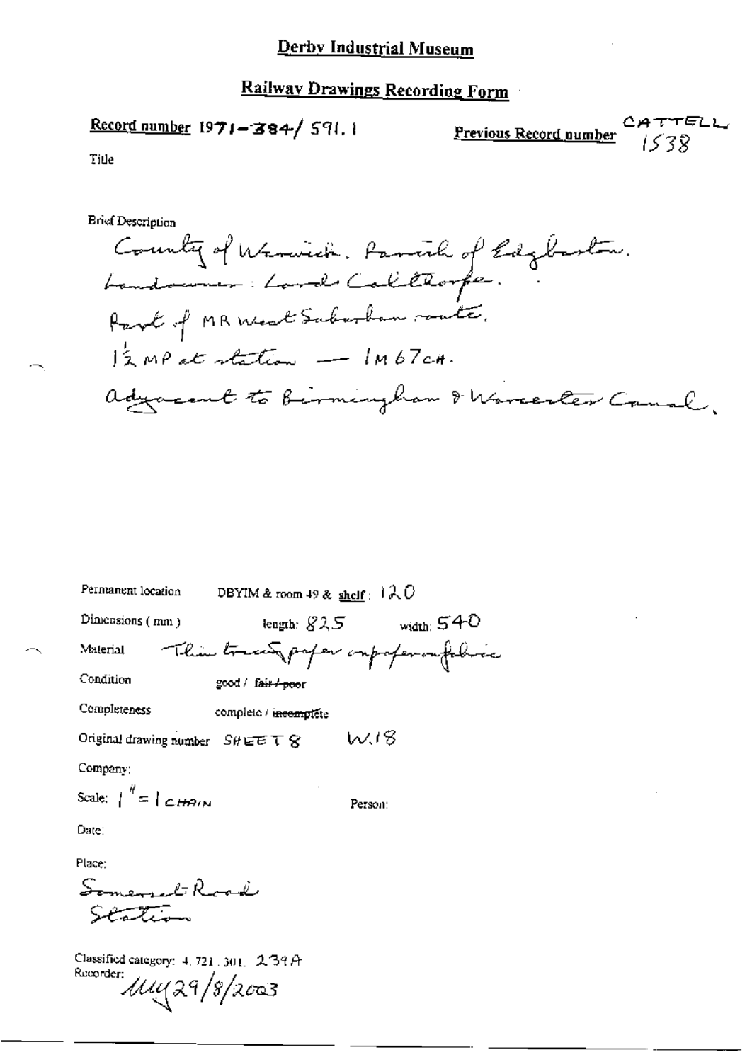# Derby Industrial Museum

## Railway Drawings Recording Form

**Record number** 1971-384/591.1

**Previous Record number** CATTELL 1538

Title

Brief Description

County of Warwick. Parish of Edgbaston.
Landowner: Lord Calthorpe.
Part of MR West Suburban route.
$1\frac{1}{2}$ MP at station — 1M 67CH.
adjacent to Birmingham & Worcester Canal.

Permanent location DBYIM & room 49 & shelf: 120

Dimensions (mm) length: 825 width: 540

Material Thin tracing paper on paper on fabric

Condition good / ~~fair / poor~~

Completeness complete / ~~incomplete~~

Original drawing number SHEET 8 W.18

Company:

Scale: 1" = 1 CHAIN

Person:

Date:

Place:
Somerset Road
Station

Classified category: 4.721.301. 239A

Recorder: uuy 29/8/2003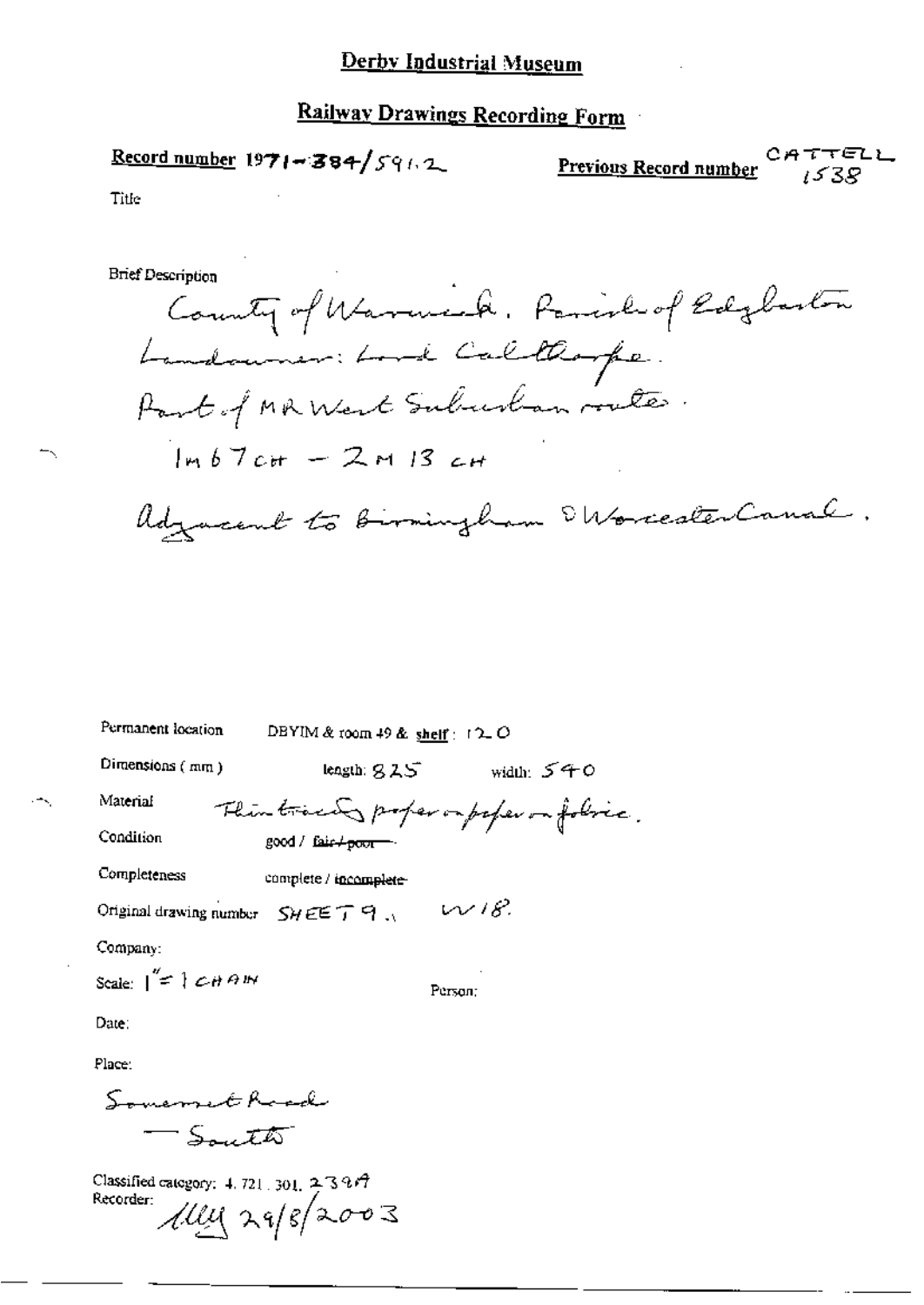# Derby Industrial Museum

## Railway Drawings Recording Form

**Record number** 1971-384/591.2

**Previous Record number** CATTELL 1538

Title

Brief Description

County of Warwick. Parish of Edgbaston
Landowner: Lord Calthorpe.
Part of MR West Suburban route.
1m 67ch - 2m 13ch
Adjacent to Birmingham & Worcester Canal.

Permanent location: DBYIM & room 49 & shelf: 12 O

Dimensions (mm): length: 825 width: 540

Material: Thin tracing paper on paper on fabric.

Condition: good / ~~fair / poor~~

Completeness: complete / ~~incomplete~~

Original drawing number: SHEET 9., W18.

Company:

Scale: 1" = 1 CHAIN

Person:

Date:

Place:

Somerset Road
— South

Classified category: 4.721.301.239A

Recorder: ML 29/8/2003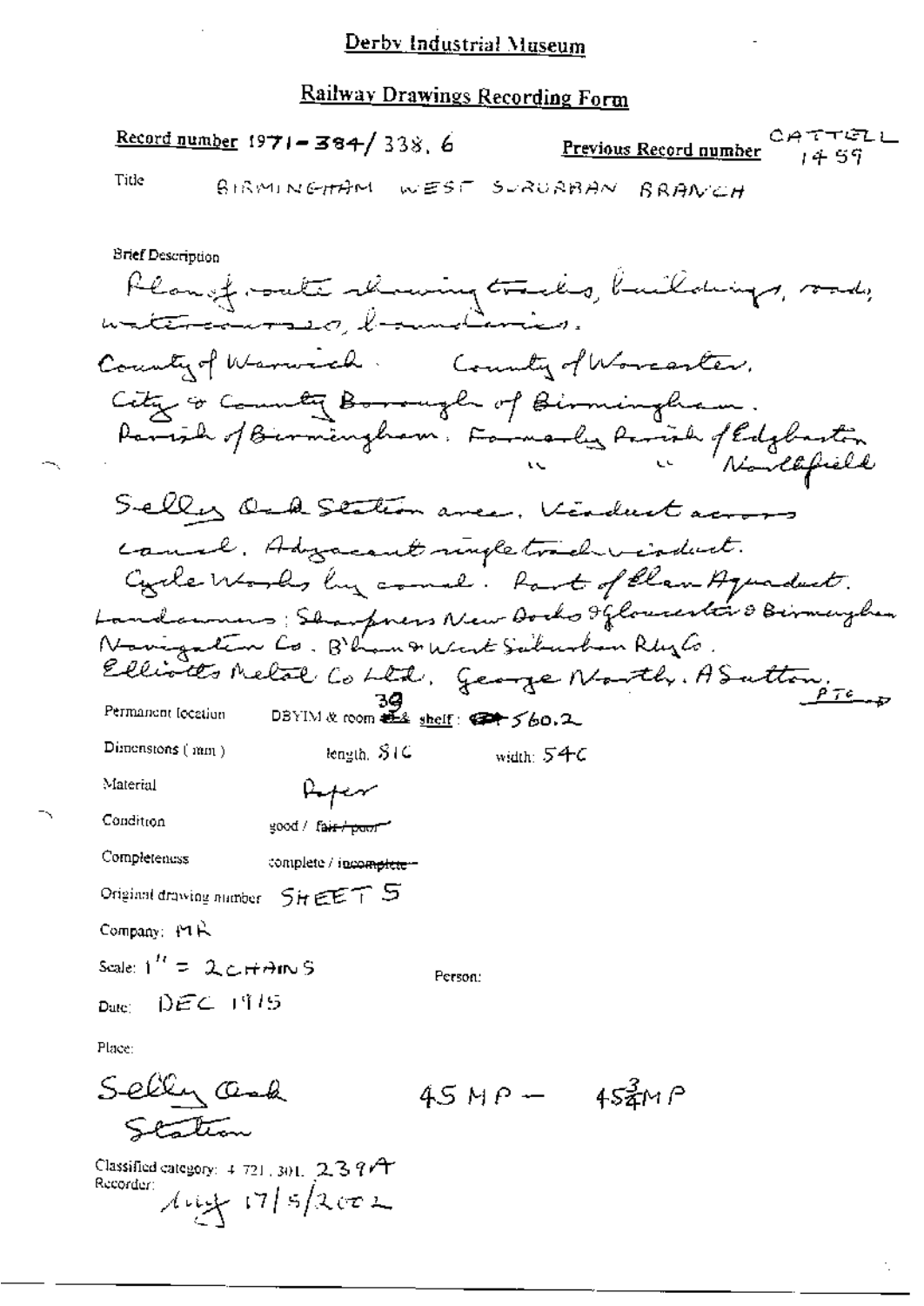# Derby Industrial Museum

## Railway Drawings Recording Form

**Record number** 1971-384/338. 6 **Previous Record number** CATTELL 1459

Title BIRMINGHAM WEST SUBURBAN BRANCH

Brief Description

Plan of route showing tracks, buildings, roads, watercourses, boundaries.
County of Warwick. County of Worcester.
City & County Borough of Birmingham.
Parish of Birmingham. Formerly Parish of Edgbaston
" " Northfield
Selly Oak Station area. Viaduct across canal. Adjacent single track viaduct.
Cycle Works by canal. Part of Elan Aqueduct.
Landowners: Sharpness New Docks & Gloucester & Birmingham Navigation Co. B'ham & West Suburban Rly Co.
Elliotts Metal Co Ltd. George Northy. A Sutton. PTO →

Permanent location DBYIM & room 39 shelf: 560.2

Dimensions (mm) length: 816 width: 546

Material Paper

Condition good / ~~fair / poor~~

Completeness complete / ~~incomplete~~

Original drawing number SHEET 5

Company: MR

Scale: 1" = 2 CHAINS

Person:

Date: DEC 1915

Place:

Selly Oak Station 45 MP — 45¾ MP

Classified category: 4 721.301. 239A

Recorder: Aug 17/5/2002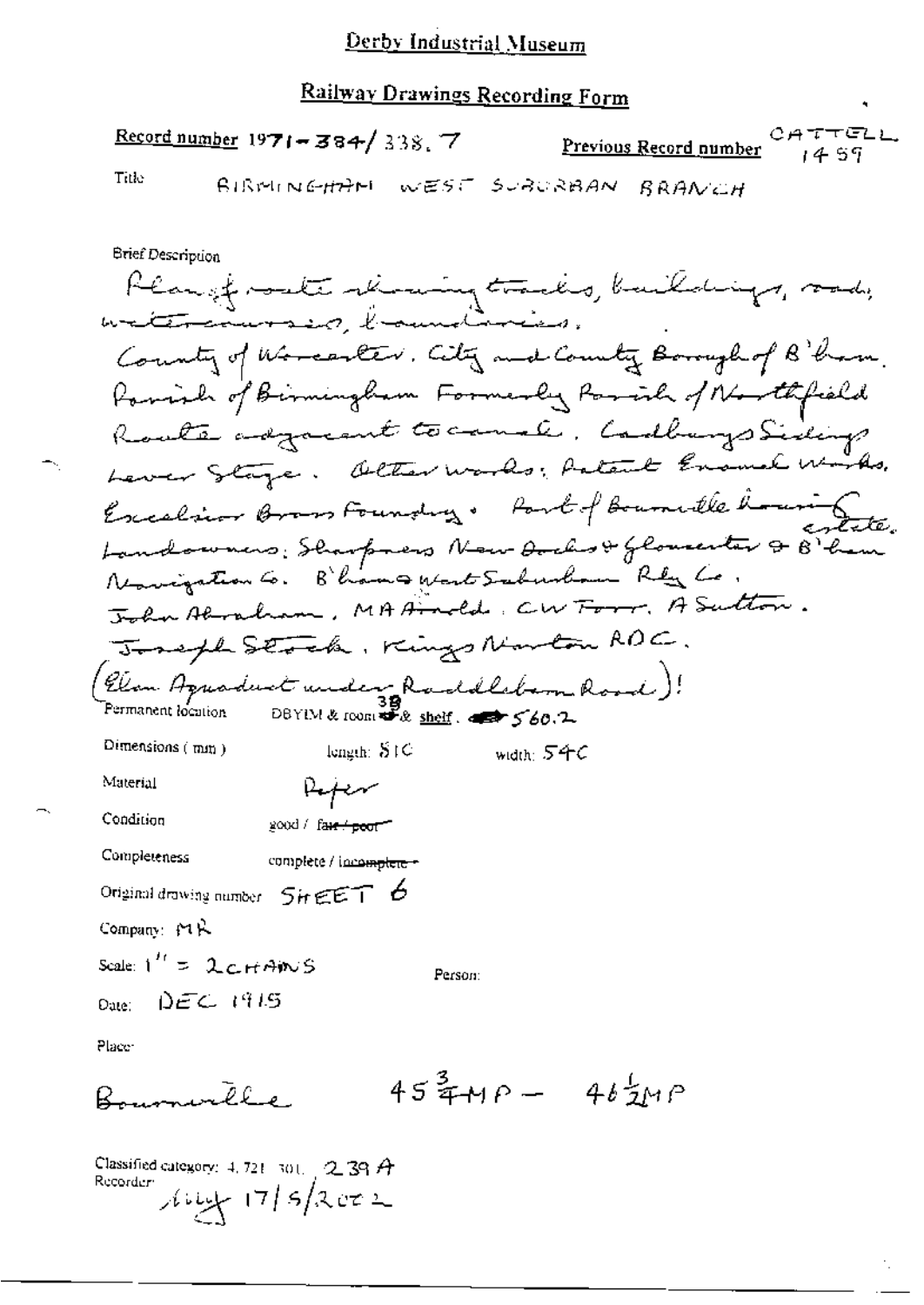# Derby Industrial Museum

## Railway Drawings Recording Form

**Record number** 1971-384/338.7 **Previous Record number** CATTELL 1459

**Title** BIRMINGHAM WEST SUBURBAN BRANCH

**Brief Description**

Plan of route showing tracks, buildings, roads, watercourses, boundaries.
County of Worcester. City and County Borough of B'ham.
Parish of Birmingham Formerly Parish of Northfield
Route adjacent to canal. Cadburys Sidings
Lever Stage. Other works: Patent Enamel Works,
Excelsior Brass Foundry. Part of Bournville Housing Estate.
Landowners: Sharpness New Docks & Gloucester & B'ham
Navigation Co. B'hams West Suburban Rly Co.
John Abraham, MA Arnold, CW Forr, A Sutton.
Joseph Stock, Kings Norton RDC.
(Elan Aqueduct under Raddlebarn Road)!

Permanent location DBYIM & room 38 & shelf 560.2

Dimensions (mm) length: 810 width: 540

Material Paper

Condition good / ~~fair / poor~~

Completeness complete / ~~incomplete~~

Original drawing number SHEET 6

Company: MR

Scale: 1" = 2 CHAINS

Person:

Date: DEC 1915

Place:

Bournville $45\frac{3}{4}$MP – $46\frac{1}{2}$MP

Classified category: 4.721.301. 239 A

Recorder: ... 17/5/2002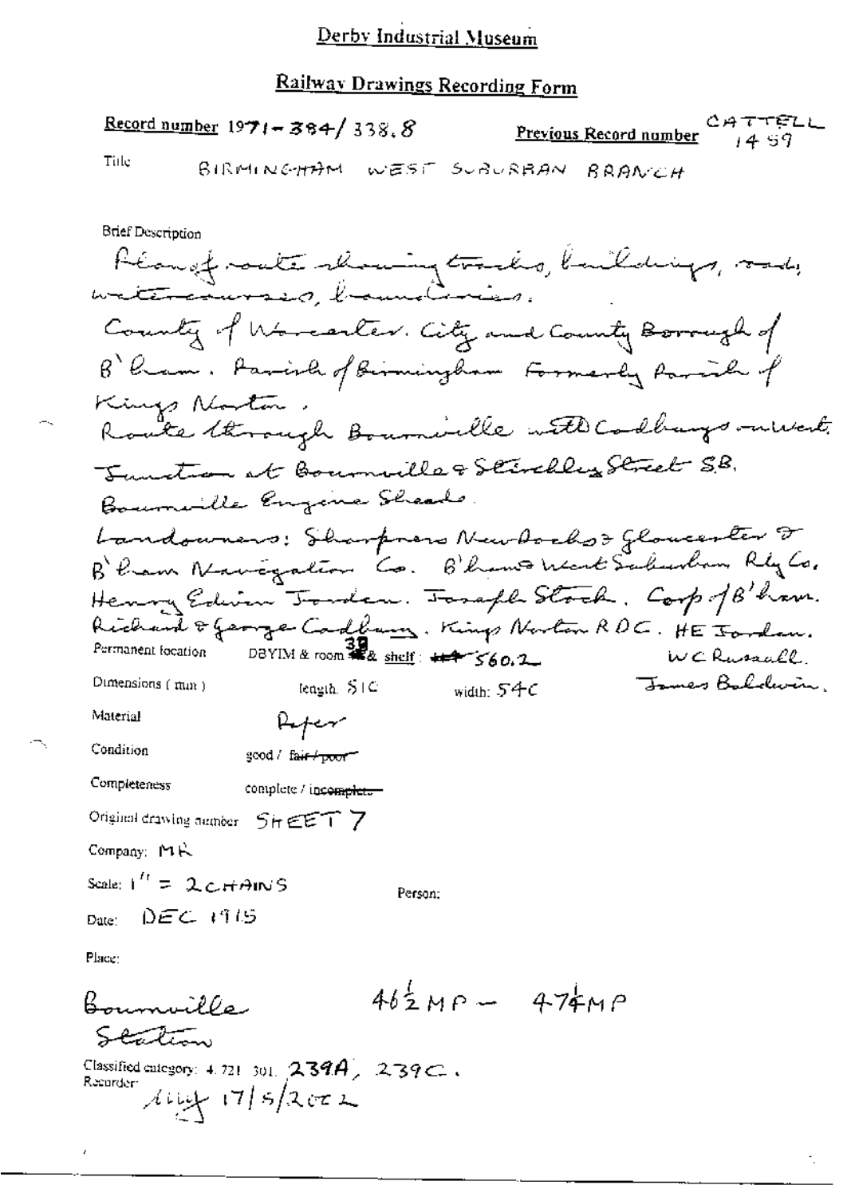# Derby Industrial Museum

## Railway Drawings Recording Form

**Record number** 1971-384/338.8 **Previous Record number** CATTELL 1459

**Title** BIRMINGHAM WEST SUBURBAN BRANCH

**Brief Description**

Plan of route showing tracks, buildings, roads, watercourses, boundaries.
County of Worcester. City and County Borough of B'ham. Parish of Birmingham Formerly Parish of Kings Norton.
Route through Bournville with Cadburys culvert. Junction at Bournville & Stirchley Street SB. Bournville Engine Sheds.
Landowners: Sharpness New Docks & Gloucester & B'ham Navigation Co. B'ham West Suburban Rly Co. Henry Edwin Jordan. Joseph Stock. Corp of B'ham. Richard & George Cadbury. Kings Norton RDC. HE Jordan. WC Russell. James Baldwin.

**Permanent location** DBYIM & room 39 & shelf: 560.2

**Dimensions (mm)** length: 510 width: 540

**Material** Paper

**Condition** good / ~~fair / poor~~

**Completeness** complete / ~~incomplete~~

**Original drawing number** SHEET 7

**Company:** MR

**Scale:** 1" = 2 CHAINS

**Person:**

**Date:** DEC 1915

**Place:**

Bournville Station $46\frac{1}{2}$ MP – $47\frac{1}{4}$ MP

**Classified category:** 4.721.301. 239A, 239C.

**Recorder:** Lily 17/5/2002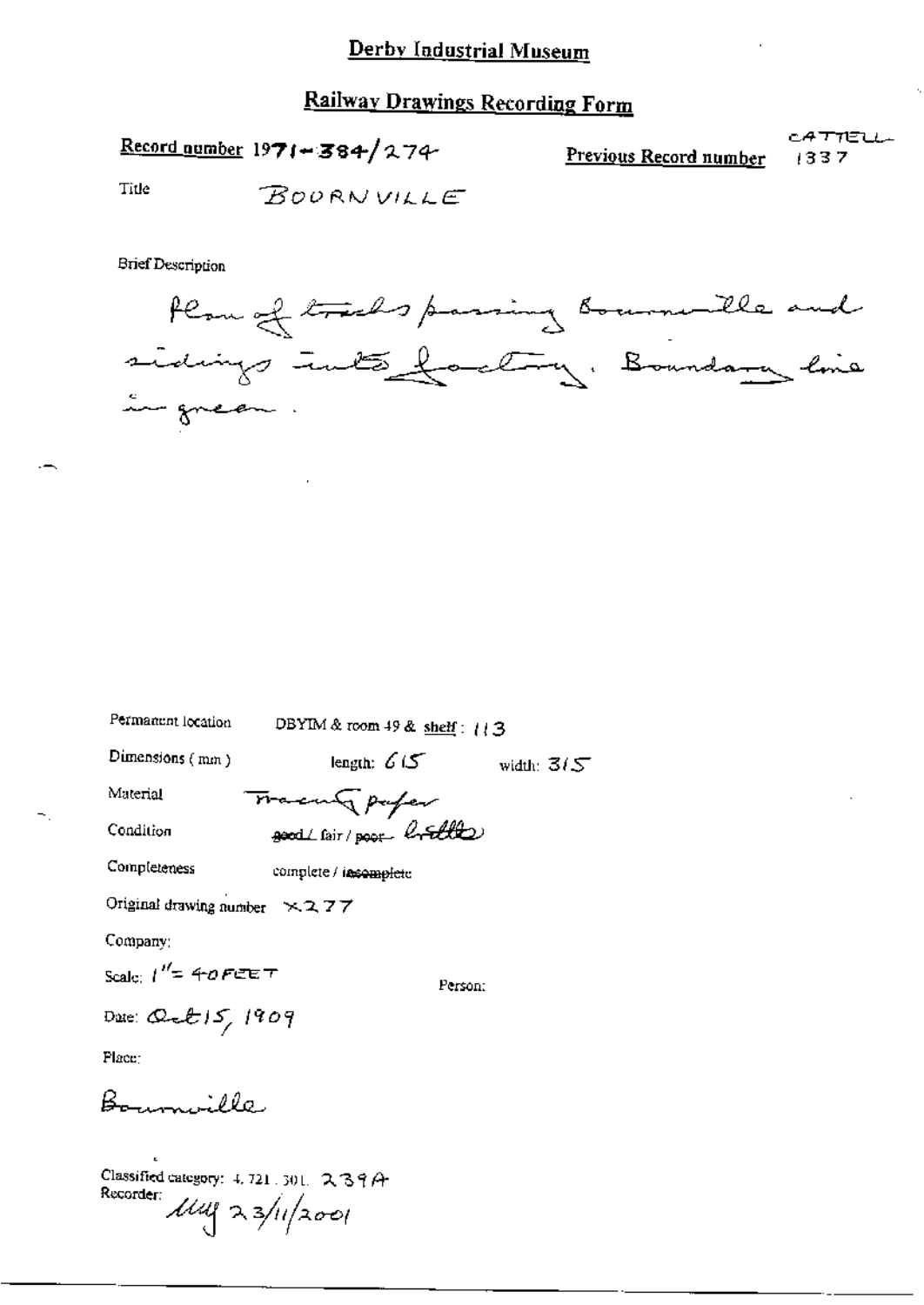# Derby Industrial Museum

## Railway Drawings Recording Form

**Record number** 1971-384/274

**Previous Record number** CATTELL 1337

Title BOURNVILLE

Brief Description

Plan of tracks passing Bournville and sidings into factory. Boundary line in green.

Permanent location DBYIM & room 49 & shelf: 113

Dimensions (mm) length: 615 width: 315

Material Tracing paper

Condition ~~good~~ / fair / ~~poor~~ brittle

Completeness complete / ~~incomplete~~

Original drawing number X277

Company:

Scale: 1" = 40 FEET

Person:

Date: Oct 15, 1909

Place:

Bournville

Classified category: 4.721.301. 239A

Recorder: MM 23/11/2001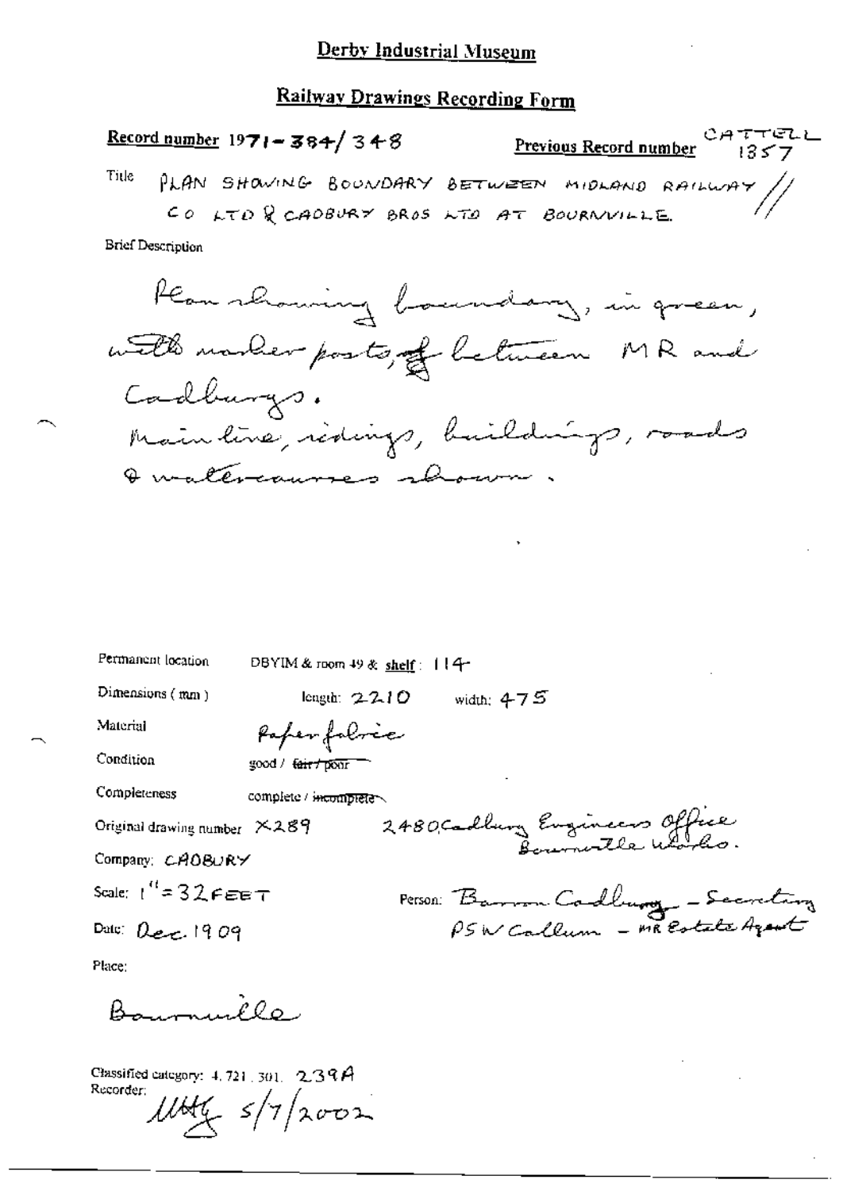# Derby Industrial Museum

## Railway Drawings Recording Form

**Record number** 1971-384/348

**Previous Record number** CATTELL 1357

Title PLAN SHOWING BOUNDARY BETWEEN MIDLAND RAILWAY CO LTD & CADBURY BROS LTD AT BOURNVILLE.

Brief Description

Plan showing boundary, in green, with marker posts, of between MR and Cadburys.
Main line, sidings, buildings, roads & watercourses shown.

Permanent location DBYIM & room 49 & shelf: 114

Dimensions (mm) length: 2210 width: 475

Material Paper fabric

Condition good / ~~fair / poor~~

Completeness complete / ~~incomplete~~

Original drawing number X289 2480 Cadbury Engineers Office Bournville Works.

Company: CADBURY

Scale: 1" = 32 FEET

Person: Barrow Cadbury - Secretary
PSW Callum - MR Estate Agent

Date: Dec. 1909

Place:

Bournville

Classified category: 4.721.301. 239A

Recorder: MHG 5/7/2002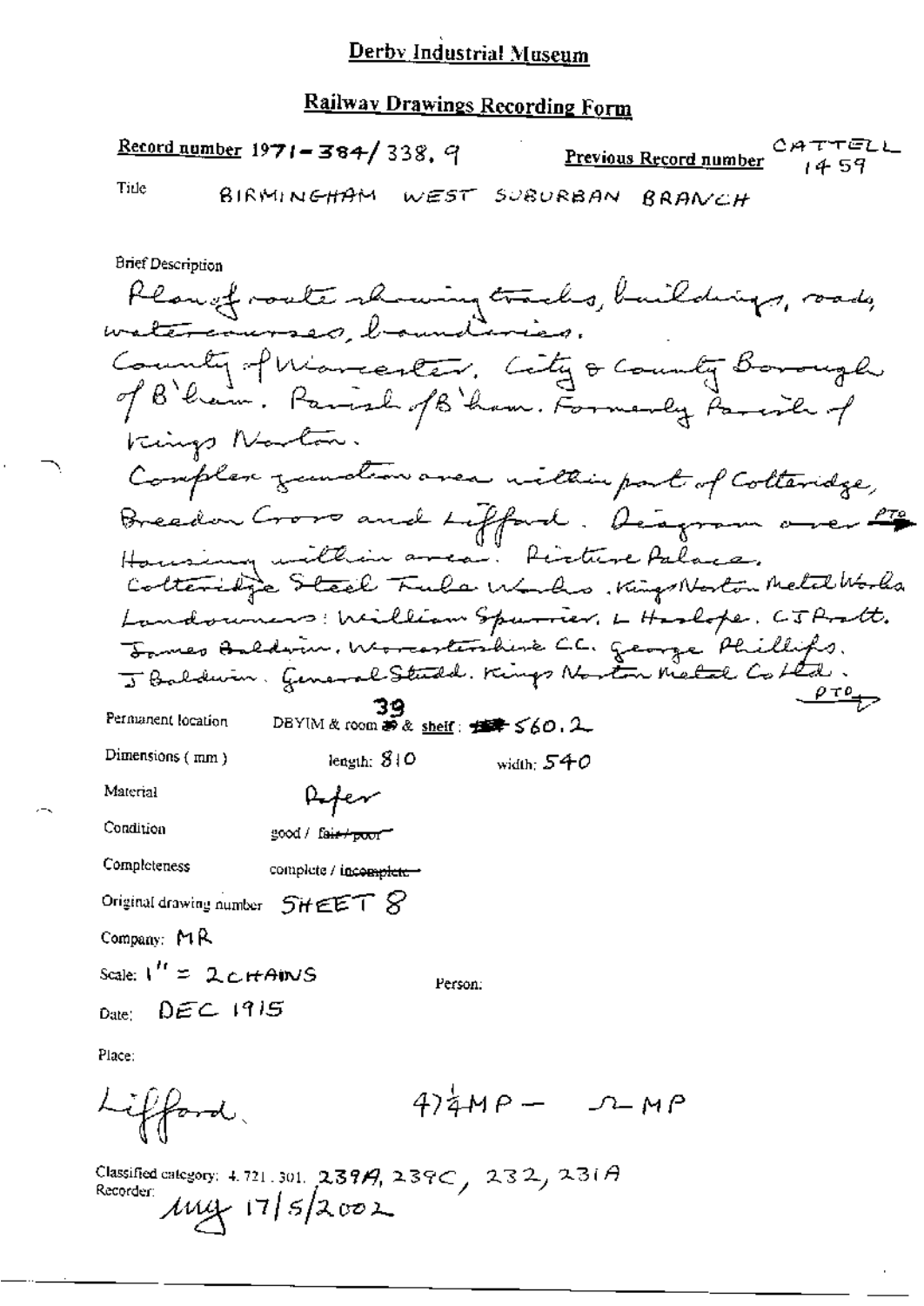# Derby Industrial Museum

## Railway Drawings Recording Form

**Record number** 1971-384/338.9 **Previous Record number** CATTELL 1459

Title BIRMINGHAM WEST SUBURBAN BRANCH

Brief Description

Plan of route showing tracks, buildings, roads, watercourses, boundaries.
County of Worcester. City & County Borough of B'ham. Parish of B'ham. Formerly Parish of Kings Norton.
Complex junction area within part of Cotteridge, Breedon Cross and Lifford. Diagram over PTO
Housing within area. Picture Palace.
Cotteridge Steel Tube Works. Kings Norton Metal Works
Landowners: William Spurrier. L Haslope. CJ Pratt.
James Baldwin. Worcestershire CC. George Phillips.
J Baldwin. General Studd. Kings Norton Metal Co Ltd. PTO

Permanent location DBYIM & room 39 & shelf: 560.2

Dimensions (mm) length: 810 width: 540

Material Paper

Condition good / ~~fair / poor~~

Completeness complete / ~~incomplete~~

Original drawing number SHEET 8

Company: MR

Scale: 1" = 2 CHAINS

Person:

Date: DEC 1915

Place:

Lifford. 47¼MP — ΩMP

Classified category: 4.721.301. 239A, 239C, 232, 231A

Recorder: MG 17/5/2002